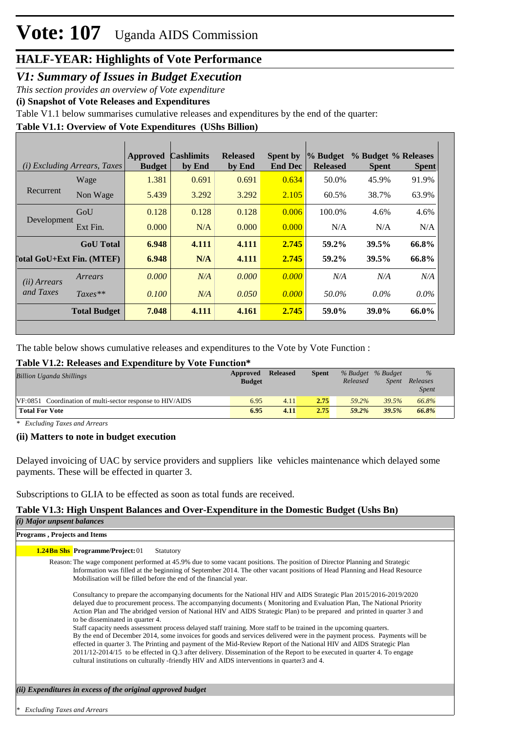# Vote: 107 Uganda AIDS Commission

## HALF-YEAR: Highlights of Vote Performance

### *V1: Summary of Issues in Budget Execution*

*This section provides an overview of Vote expenditure*

**(i) Snapshot of Vote Releases and Expenditures**

Table V1.1 below summarises cumulative releases and expenditures by the end of the quarter:

**Table V1.1: Overview of Vote Expenditures (UShs Billion)**

| *(i) Excluding Arrears, Taxes* | | Approved Budget | Cashlimits by End | Released by End | Spent by End Dec | % Budget Released | % Budget Spent | % Releases Spent |
|---|---|---|---|---|---|---|---|---|
| Recurrent | Wage | 1.381 | 0.691 | 0.691 | 0.634 | 50.0% | 45.9% | 91.9% |
| | Non Wage | 5.439 | 3.292 | 3.292 | 2.105 | 60.5% | 38.7% | 63.9% |
| Development | GoU | 0.128 | 0.128 | 0.128 | 0.006 | 100.0% | 4.6% | 4.6% |
| | Ext Fin. | 0.000 | N/A | 0.000 | 0.000 | N/A | N/A | N/A |
| | **GoU Total** | **6.948** | **4.111** | **4.111** | **2.745** | **59.2%** | **39.5%** | **66.8%** |
| **Total GoU+Ext Fin. (MTEF)** | | **6.948** | **N/A** | **4.111** | **2.745** | **59.2%** | **39.5%** | **66.8%** |
| *(ii) Arrears and Taxes* | *Arrears* | *0.000* | *N/A* | *0.000* | *0.000* | *N/A* | *N/A* | *N/A* |
| | *Taxes*** | *0.100* | *N/A* | *0.050* | *0.000* | *50.0%* | *0.0%* | *0.0%* |
| | **Total Budget** | **7.048** | **4.111** | **4.161** | **2.745** | **59.0%** | **39.0%** | **66.0%** |

The table below shows cumulative releases and expenditures to the Vote by Vote Function :

**Table V1.2: Releases and Expenditure by Vote Function***

| *Billion Uganda Shillings* | Approved Budget | Released | Spent | *% Budget Released* | *% Budget Spent* | *% Releases Spent* |
|---|---|---|---|---|---|---|
| VF:0851 Coordination of multi-sector response to HIV/AIDS | 6.95 | 4.11 | 2.75 | *59.2%* | *39.5%* | *66.8%* |
| **Total For Vote** | **6.95** | **4.11** | **2.75** | ***59.2%*** | ***39.5%*** | ***66.8%*** |

*\* Excluding Taxes and Arrears*

**(ii) Matters to note in budget execution**

Delayed invoicing of UAC by service providers and suppliers like vehicles maintenance which delayed some payments. These will be effected in quarter 3.

Subscriptions to GLIA to be effected as soon as total funds are received.

**Table V1.3: High Unspent Balances and Over-Expenditure in the Domestic Budget (Ushs Bn)**

***(i) Major unpsent balances***

**Programs , Projects and Items**

**1.24Bn Shs** **Programme/Project:** 01 Statutory

Reason: The wage component performed at 45.9% due to some vacant positions. The position of Director Planning and Strategic Information was filled at the beginning of September 2014. The other vacant positions of Head Planning and Head Resource Mobilisation will be filled before the end of the financial year.

Consultancy to prepare the accompanying documents for the National HIV and AIDS Strategic Plan 2015/2016-2019/2020 delayed due to procurement process. The accompanying documents ( Monitoring and Evaluation Plan, The National Priority Action Plan and The abridged version of National HIV and AIDS Strategic Plan) to be prepared and printed in quarter 3 and to be disseminated in quarter 4.
Staff capacity needs assessment process delayed staff training. More staff to be trained in the upcoming quarters.
By the end of December 2014, some invoices for goods and services delivered were in the payment process. Payments will be effected in quarter 3. The Printing and payment of the Mid-Review Report of the National HIV and AIDS Strategic Plan 2011/12-2014/15 to be effected in Q.3 after delivery. Dissemination of the Report to be executed in quarter 4. To engage cultural institutions on culturally -friendly HIV and AIDS interventions in quarter3 and 4.

***(ii) Expenditures in excess of the original approved budget***

*\* Excluding Taxes and Arrears*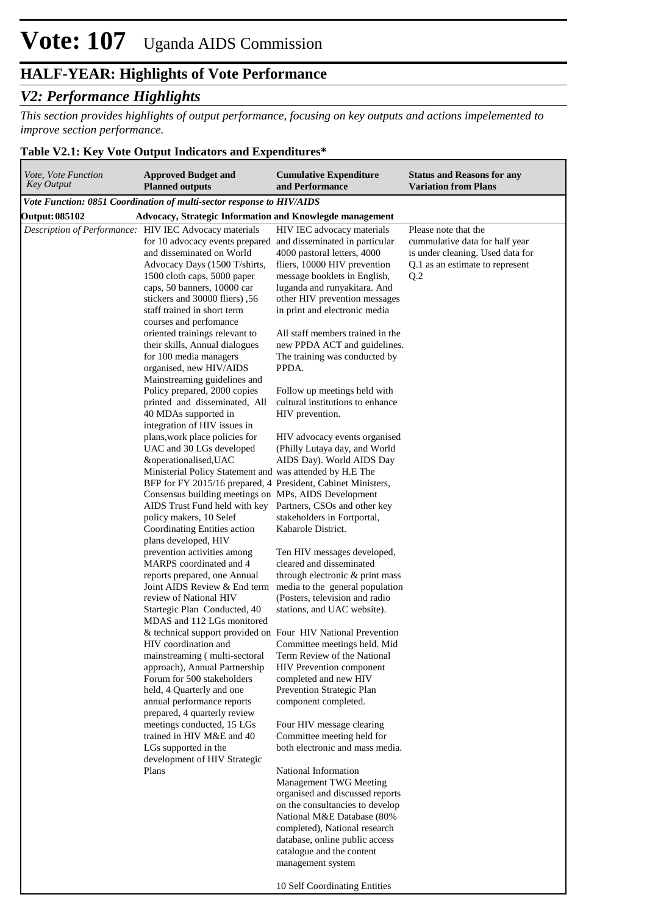# Vote: 107 Uganda AIDS Commission

## HALF-YEAR: Highlights of Vote Performance

### *V2: Performance Highlights*

*This section provides highlights of output performance, focusing on key outputs and actions impelemented to improve section performance.*

**Table V2.1: Key Vote Output Indicators and Expenditures\***

| *Vote, Vote Function Key Output* | **Approved Budget and Planned outputs** | **Cumulative Expenditure and Performance** | **Status and Reasons for any Variation from Plans** |
|---|---|---|---|
| ***Vote Function: 0851 Coordination of multi-sector response to HIV/AIDS*** | | | |
| **Output: 085102** | **Advocacy, Strategic Information and Knowlegde management** | | |
| *Description of Performance:* | HIV IEC Advocacy materials for 10 advocacy events prepared and disseminated on World Advocacy Days (1500 T/shirts, 1500 cloth caps, 5000 paper caps, 50 banners, 10000 car stickers and 30000 fliers) ,56 staff trained in short term courses and perfomance oriented trainings relevant to their skills, Annual dialogues for 100 media managers organised, new HIV/AIDS Mainstreaming guidelines and Policy prepared, 2000 copies printed and disseminated, All 40 MDAs supported in integration of HIV issues in plans,work place policies for UAC and 30 LGs developed &operationalised,UAC Ministerial Policy Statement and BFP for FY 2015/16 prepared, 4 Consensus building meetings on AIDS Trust Fund held with key policy makers, 10 Selef Coordinating Entities action plans developed, HIV prevention activities among MARPS coordinated and 4 reports prepared, one Annual Joint AIDS Review & End term review of National HIV Startegic Plan Conducted, 40 MDAS and 112 LGs monitored & technical support provided on HIV coordination and mainstreaming ( multi-sectoral approach), Annual Partnership Forum for 500 stakeholders held, 4 Quarterly and one annual performance reports prepared, 4 quarterly review meetings conducted, 15 LGs trained in HIV M&E and 40 LGs supported in the development of HIV Strategic Plans | HIV IEC advocacy materials and disseminated in particular 4000 pastoral letters, 4000 fliers, 10000 HIV prevention message booklets in English, luganda and runyakitara. And other HIV prevention messages in print and electronic media<br><br>All staff members trained in the new PPDA ACT and guidelines. The training was conducted by PPDA.<br><br>Follow up meetings held with cultural institutions to enhance HIV prevention.<br><br>HIV advocacy events organised (Philly Lutaya day, and World AIDS Day). World AIDS Day was attended by H.E The President, Cabinet Ministers, MPs, AIDS Development Partners, CSOs and other key stakeholders in Fortportal, Kabarole District.<br><br>Ten HIV messages developed, cleared and disseminated through electronic & print mass media to the general population (Posters, television and radio stations, and UAC website).<br><br>Four HIV National Prevention Committee meetings held. Mid Term Review of the National HIV Prevention component completed and new HIV Prevention Strategic Plan component completed.<br><br>Four HIV message clearing Committee meeting held for both electronic and mass media.<br><br>National Information Management TWG Meeting organised and discussed reports on the consultancies to develop National M&E Database (80% completed), National research database, online public access catalogue and the content management system<br><br>10 Self Coordinating Entities | Please note that the cummulative data for half year is under cleaning. Used data for Q.1 as an estimate to represent Q.2 |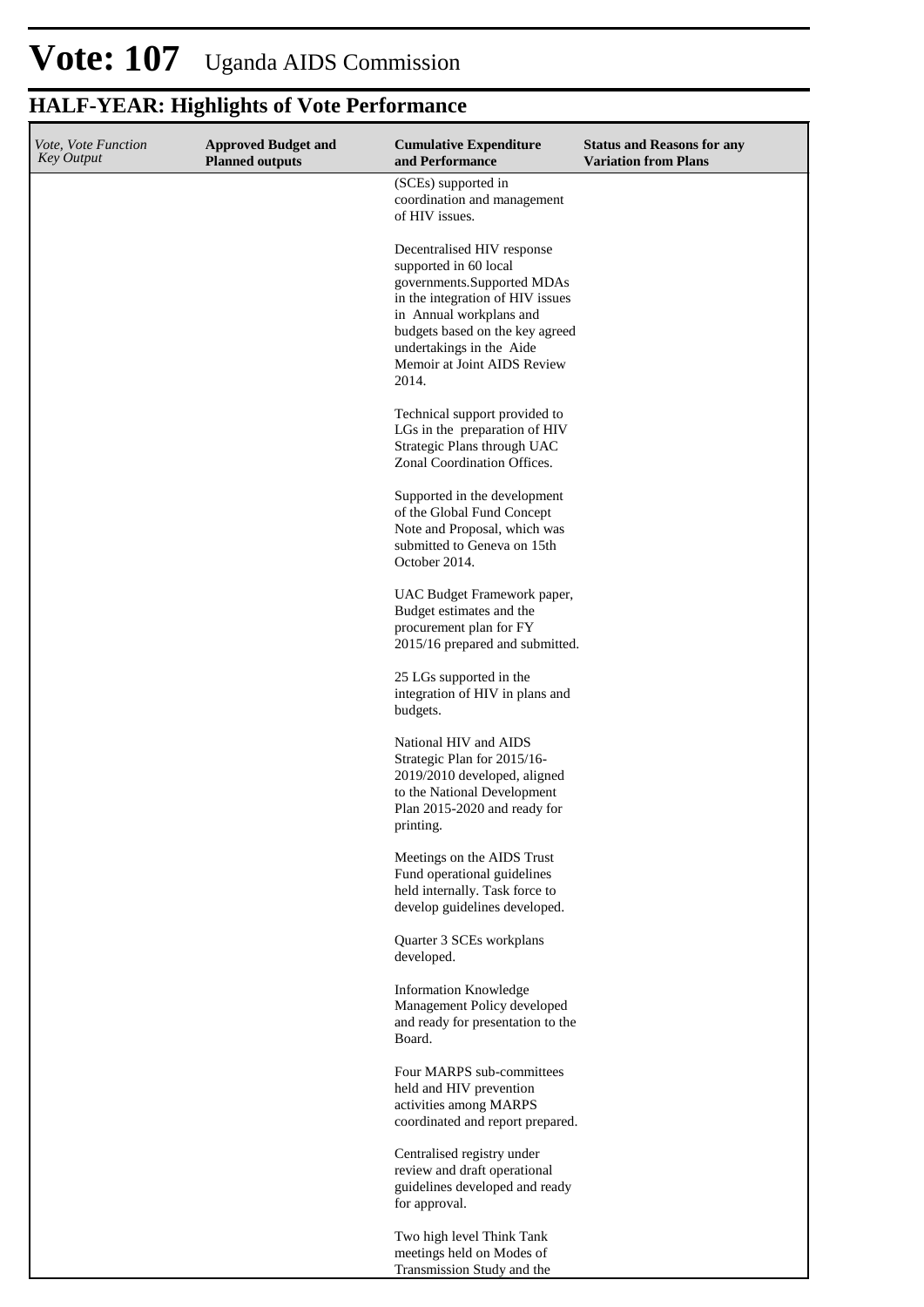# Vote: 107 Uganda AIDS Commission

## HALF-YEAR: Highlights of Vote Performance

| *Vote, Vote Function Key Output* | Approved Budget and Planned outputs | Cumulative Expenditure and Performance | Status and Reasons for any Variation from Plans |
|---|---|---|---|
| | | (SCEs) supported in coordination and management of HIV issues.<br><br>Decentralised HIV response supported in 60 local governments.Supported MDAs in the integration of HIV issues in Annual workplans and budgets based on the key agreed undertakings in the Aide Memoir at Joint AIDS Review 2014.<br><br>Technical support provided to LGs in the preparation of HIV Strategic Plans through UAC Zonal Coordination Offices.<br><br>Supported in the development of the Global Fund Concept Note and Proposal, which was submitted to Geneva on 15th October 2014.<br><br>UAC Budget Framework paper, Budget estimates and the procurement plan for FY 2015/16 prepared and submitted.<br><br>25 LGs supported in the integration of HIV in plans and budgets.<br><br>National HIV and AIDS Strategic Plan for 2015/16-2019/2010 developed, aligned to the National Development Plan 2015-2020 and ready for printing.<br><br>Meetings on the AIDS Trust Fund operational guidelines held internally. Task force to develop guidelines developed.<br><br>Quarter 3 SCEs workplans developed.<br><br>Information Knowledge Management Policy developed and ready for presentation to the Board.<br><br>Four MARPS sub-committees held and HIV prevention activities among MARPS coordinated and report prepared.<br><br>Centralised registry under review and draft operational guidelines developed and ready for approval.<br><br>Two high level Think Tank meetings held on Modes of Transmission Study and the | |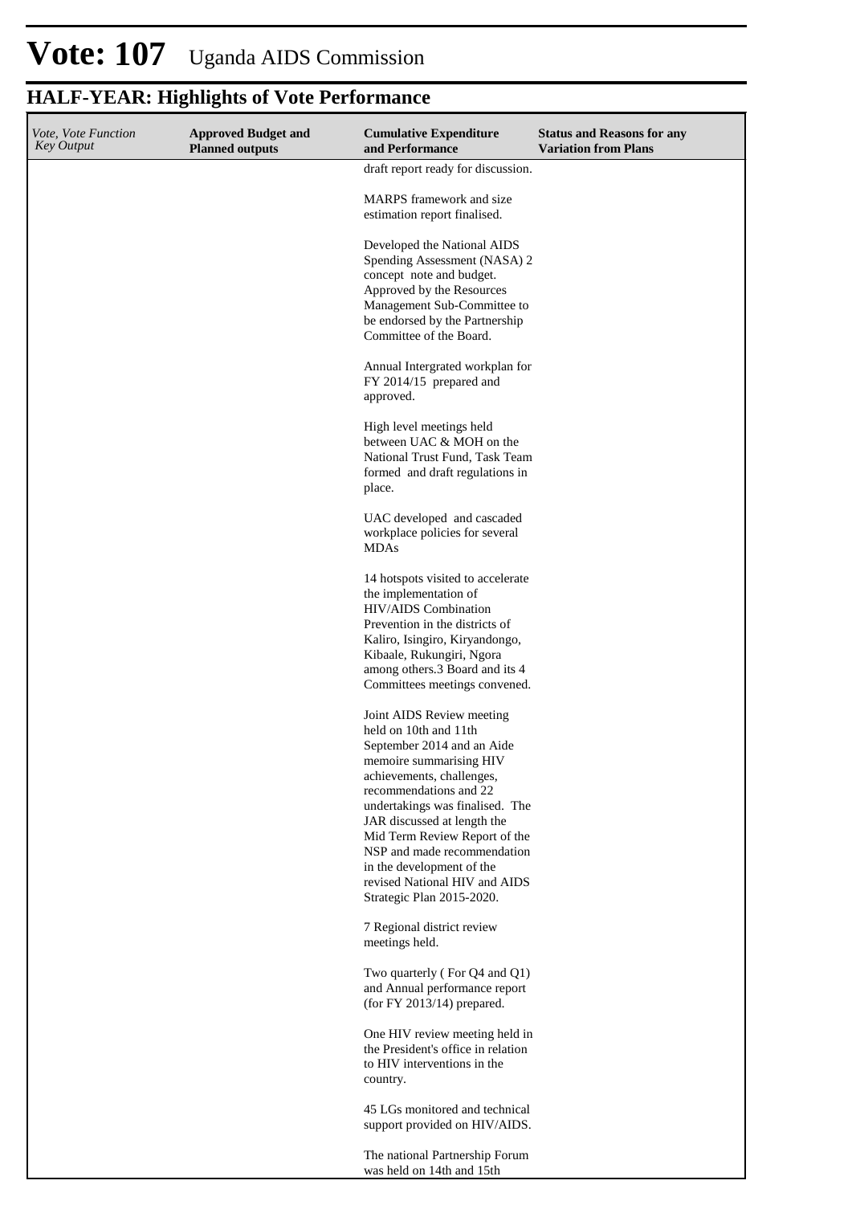# Vote: 107 Uganda AIDS Commission

## HALF-YEAR: Highlights of Vote Performance

| *Vote, Vote Function Key Output* | **Approved Budget and Planned outputs** | **Cumulative Expenditure and Performance** | **Status and Reasons for any Variation from Plans** |
|---|---|---|---|
| | | draft report ready for discussion.<br><br>MARPS framework and size estimation report finalised.<br><br>Developed the National AIDS Spending Assessment (NASA) 2 concept note and budget. Approved by the Resources Management Sub-Committee to be endorsed by the Partnership Committee of the Board.<br><br>Annual Intergrated workplan for FY 2014/15 prepared and approved.<br><br>High level meetings held between UAC & MOH on the National Trust Fund, Task Team formed and draft regulations in place.<br><br>UAC developed and cascaded workplace policies for several MDAs<br><br>14 hotspots visited to accelerate the implementation of HIV/AIDS Combination Prevention in the districts of Kaliro, Isingiro, Kiryandongo, Kibaale, Rukungiri, Ngora among others.3 Board and its 4 Committees meetings convened.<br><br>Joint AIDS Review meeting held on 10th and 11th September 2014 and an Aide memoire summarising HIV achievements, challenges, recommendations and 22 undertakings was finalised. The JAR discussed at length the Mid Term Review Report of the NSP and made recommendation in the development of the revised National HIV and AIDS Strategic Plan 2015-2020.<br><br>7 Regional district review meetings held.<br><br>Two quarterly ( For Q4 and Q1) and Annual performance report (for FY 2013/14) prepared.<br><br>One HIV review meeting held in the President's office in relation to HIV interventions in the country.<br><br>45 LGs monitored and technical support provided on HIV/AIDS.<br><br>The national Partnership Forum was held on 14th and 15th | |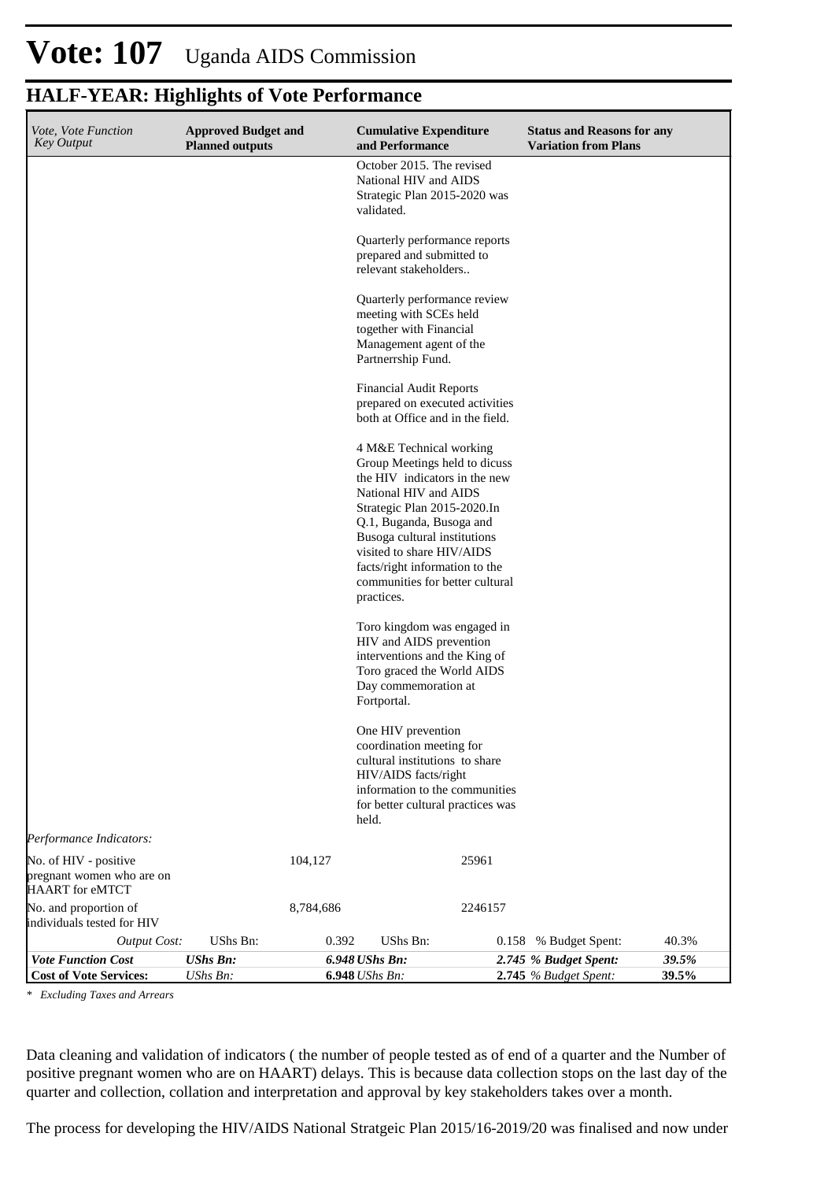# Vote: 107 Uganda AIDS Commission

## HALF-YEAR: Highlights of Vote Performance

| *Vote, Vote Function Key Output* | **Approved Budget and Planned outputs** | | **Cumulative Expenditure and Performance** | | **Status and Reasons for any Variation from Plans** | |
|---|---|---|---|---|---|---|
| | | | October 2015. The revised National HIV and AIDS Strategic Plan 2015-2020 was validated.<br><br>Quarterly performance reports prepared and submitted to relevant stakeholders..<br><br>Quarterly performance review meeting with SCEs held together with Financial Management agent of the Partnerrship Fund.<br><br>Financial Audit Reports prepared on executed activities both at Office and in the field.<br><br>4 M&E Technical working Group Meetings held to dicuss the HIV indicators in the new National HIV and AIDS Strategic Plan 2015-2020.In Q.1, Buganda, Busoga and Busoga cultural institutions visited to share HIV/AIDS facts/right information to the communities for better cultural practices.<br><br>Toro kingdom was engaged in HIV and AIDS prevention interventions and the King of Toro graced the World AIDS Day commemoration at Fortportal.<br><br>One HIV prevention coordination meeting for cultural institutions to share HIV/AIDS facts/right information to the communities for better cultural practices was held. | | | |
| *Performance Indicators:* | | | | | | |
| No. of HIV - positive pregnant women who are on HAART for eMTCT | | 104,127 | | 25961 | | |
| No. and proportion of individuals tested for HIV | | 8,784,686 | | 2246157 | | |
| *Output Cost:* | UShs Bn: | 0.392 | UShs Bn: | 0.158 | % Budget Spent: | 40.3% |
| ***Vote Function Cost*** | ***UShs Bn:*** | ***6.948*** | ***UShs Bn:*** | ***2.745*** | ***% Budget Spent:*** | ***39.5%*** |
| **Cost of Vote Services:** | *UShs Bn:* | **6.948** | *UShs Bn:* | **2.745** | *% Budget Spent:* | **39.5%** |

*\* Excluding Taxes and Arrears*

Data cleaning and validation of indicators ( the number of people tested as of end of a quarter and the Number of positive pregnant women who are on HAART) delays. This is because data collection stops on the last day of the quarter and collection, collation and interpretation and approval by key stakeholders takes over a month.

The process for developing the HIV/AIDS National Stratgeic Plan 2015/16-2019/20 was finalised and now under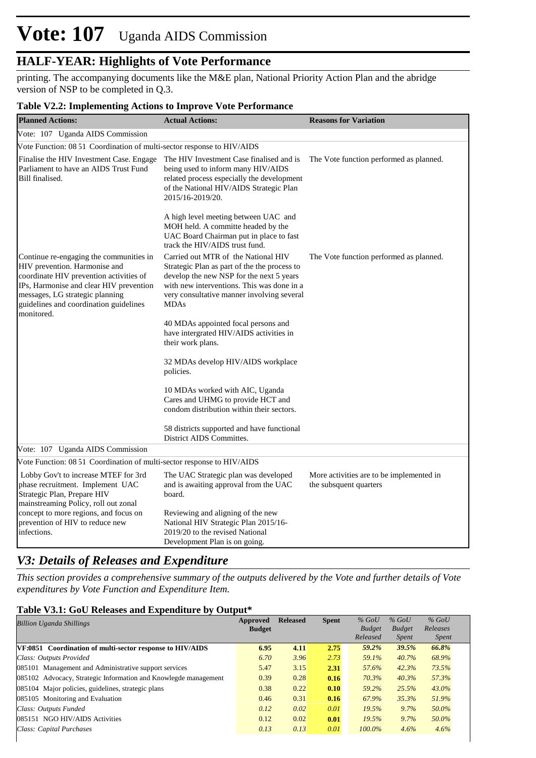# Vote: 107 Uganda AIDS Commission

## HALF-YEAR: Highlights of Vote Performance

printing. The accompanying documents like the M&E plan, National Priority Action Plan and the abridge version of NSP to be completed in Q.3.

**Table V2.2: Implementing Actions to Improve Vote Performance**

| Planned Actions: | Actual Actions: | Reasons for Variation |
|---|---|---|
| Vote: 107 Uganda AIDS Commission | | |
| Vote Function: 08 51 Coordination of multi-sector response to HIV/AIDS | | |
| Finalise the HIV Investment Case. Engage Parliament to have an AIDS Trust Fund Bill finalised. | The HIV Investment Case finalised and is being used to inform many HIV/AIDS related process especially the development of the National HIV/AIDS Strategic Plan 2015/16-2019/20.<br><br>A high level meeting between UAC and MOH held. A committe headed by the UAC Board Chairman put in place to fast track the HIV/AIDS trust fund. | The Vote function performed as planned. |
| Continue re-engaging the communities in HIV prevention. Harmonise and coordinate HIV prevention activities of IPs, Harmonise and clear HIV prevention messages, LG strategic planning guidelines and coordination guidelines monitored. | Carried out MTR of the National HIV Strategic Plan as part of the the process to develop the new NSP for the next 5 years with new interventions. This was done in a very consultative manner involving several MDAs<br><br>40 MDAs appointed focal persons and have intergrated HIV/AIDS activities in their work plans.<br><br>32 MDAs develop HIV/AIDS workplace policies.<br><br>10 MDAs worked with AIC, Uganda Cares and UHMG to provide HCT and condom distribution within their sectors.<br><br>58 districts supported and have functional District AIDS Committes. | The Vote function performed as planned. |
| Vote: 107 Uganda AIDS Commission | | |
| Vote Function: 08 51 Coordination of multi-sector response to HIV/AIDS | | |
| Lobby Gov't to increase MTEF for 3rd phase recruitment. Implement UAC Strategic Plan, Prepare HIV mainstreaming Policy, roll out zonal concept to more regions, and focus on prevention of HIV to reduce new infections. | The UAC Strategic plan was developed and is awaiting approval from the UAC board.<br><br>Reviewing and aligning of the new National HIV Strategic Plan 2015/16-2019/20 to the revised National Development Plan is on going. | More activities are to be implemented in the subsquent quarters |

## *V3: Details of Releases and Expenditure*

*This section provides a comprehensive summary of the outputs delivered by the Vote and further details of Vote expenditures by Vote Function and Expenditure Item.*

**Table V3.1: GoU Releases and Expenditure by Output\***

| *Billion Uganda Shillings* | Approved Budget | Released | Spent | *% GoU Budget Released* | *% GoU Budget Spent* | *% GoU Releases Spent* |
|---|---|---|---|---|---|---|
| **VF:0851 Coordination of multi-sector response to HIV/AIDS** | **6.95** | **4.11** | **2.75** | ***59.2%*** | ***39.5%*** | ***66.8%*** |
| *Class: Outputs Provided* | *6.70* | *3.96* | *2.73* | *59.1%* | *40.7%* | *68.9%* |
| 085101 Management and Administrative support services | 5.47 | 3.15 | **2.31** | *57.6%* | *42.3%* | *73.5%* |
| 085102 Advocacy, Strategic Information and Knowlegde management | 0.39 | 0.28 | **0.16** | *70.3%* | *40.3%* | *57.3%* |
| 085104 Major policies, guidelines, strategic plans | 0.38 | 0.22 | **0.10** | *59.2%* | *25.5%* | *43.0%* |
| 085105 Monitoring and Evaluation | 0.46 | 0.31 | **0.16** | *67.9%* | *35.3%* | *51.9%* |
| *Class: Outputs Funded* | *0.12* | *0.02* | *0.01* | *19.5%* | *9.7%* | *50.0%* |
| 085151 NGO HIV/AIDS Activities | 0.12 | 0.02 | **0.01** | *19.5%* | *9.7%* | *50.0%* |
| *Class: Capital Purchases* | *0.13* | *0.13* | *0.01* | *100.0%* | *4.6%* | *4.6%* |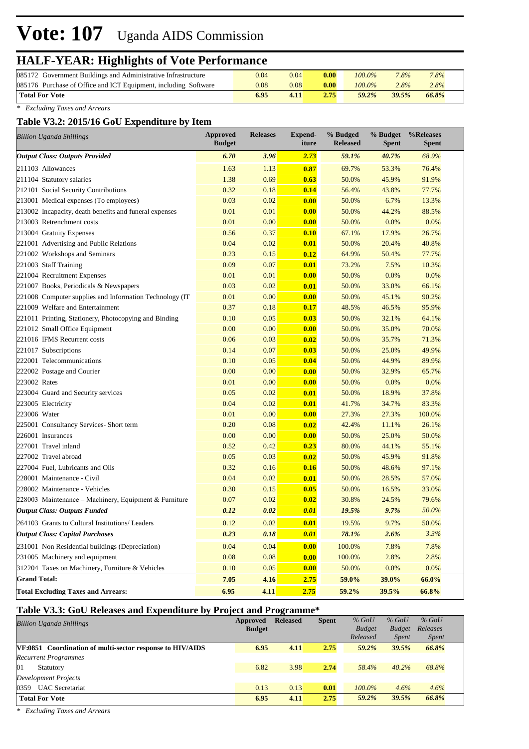# Vote: 107 Uganda AIDS Commission

## HALF-YEAR: Highlights of Vote Performance

| | | | | | | |
|---|---|---|---|---|---|---|
| 085172 Government Buildings and Administrative Infrastructure | 0.04 | 0.04 | **0.00** | *100.0%* | *7.8%* | *7.8%* |
| 085176 Purchase of Office and ICT Equipment, including Software | 0.08 | 0.08 | **0.00** | *100.0%* | *2.8%* | *2.8%* |
| **Total For Vote** | **6.95** | **4.11** | **2.75** | ***59.2%*** | ***39.5%*** | ***66.8%*** |

*\* Excluding Taxes and Arrears*

### Table V3.2: 2015/16 GoU Expenditure by Item

| *Billion Uganda Shillings* | Approved Budget | Releases | Expend-iture | % Budged Released | % Budget Spent | %Releases Spent |
|---|---|---|---|---|---|---|
| ***Output Class: Outputs Provided*** | ***6.70*** | ***3.96*** | ***2.73*** | ***59.1%*** | ***40.7%*** | *68.9%* |
| 211103 Allowances | 1.63 | 1.13 | **0.87** | 69.7% | 53.3% | 76.4% |
| 211104 Statutory salaries | 1.38 | 0.69 | **0.63** | 50.0% | 45.9% | 91.9% |
| 212101 Social Security Contributions | 0.32 | 0.18 | **0.14** | 56.4% | 43.8% | 77.7% |
| 213001 Medical expenses (To employees) | 0.03 | 0.02 | **0.00** | 50.0% | 6.7% | 13.3% |
| 213002 Incapacity, death benefits and funeral expenses | 0.01 | 0.01 | **0.00** | 50.0% | 44.2% | 88.5% |
| 213003 Retrenchment costs | 0.01 | 0.00 | **0.00** | 50.0% | 0.0% | 0.0% |
| 213004 Gratuity Expenses | 0.56 | 0.37 | **0.10** | 67.1% | 17.9% | 26.7% |
| 221001 Advertising and Public Relations | 0.04 | 0.02 | **0.01** | 50.0% | 20.4% | 40.8% |
| 221002 Workshops and Seminars | 0.23 | 0.15 | **0.12** | 64.9% | 50.4% | 77.7% |
| 221003 Staff Training | 0.09 | 0.07 | **0.01** | 73.2% | 7.5% | 10.3% |
| 221004 Recruitment Expenses | 0.01 | 0.01 | **0.00** | 50.0% | 0.0% | 0.0% |
| 221007 Books, Periodicals & Newspapers | 0.03 | 0.02 | **0.01** | 50.0% | 33.0% | 66.1% |
| 221008 Computer supplies and Information Technology (IT | 0.01 | 0.00 | **0.00** | 50.0% | 45.1% | 90.2% |
| 221009 Welfare and Entertainment | 0.37 | 0.18 | **0.17** | 48.5% | 46.5% | 95.9% |
| 221011 Printing, Stationery, Photocopying and Binding | 0.10 | 0.05 | **0.03** | 50.0% | 32.1% | 64.1% |
| 221012 Small Office Equipment | 0.00 | 0.00 | **0.00** | 50.0% | 35.0% | 70.0% |
| 221016 IFMS Recurrent costs | 0.06 | 0.03 | **0.02** | 50.0% | 35.7% | 71.3% |
| 221017 Subscriptions | 0.14 | 0.07 | **0.03** | 50.0% | 25.0% | 49.9% |
| 222001 Telecommunications | 0.10 | 0.05 | **0.04** | 50.0% | 44.9% | 89.9% |
| 222002 Postage and Courier | 0.00 | 0.00 | **0.00** | 50.0% | 32.9% | 65.7% |
| 223002 Rates | 0.01 | 0.00 | **0.00** | 50.0% | 0.0% | 0.0% |
| 223004 Guard and Security services | 0.05 | 0.02 | **0.01** | 50.0% | 18.9% | 37.8% |
| 223005 Electricity | 0.04 | 0.02 | **0.01** | 41.7% | 34.7% | 83.3% |
| 223006 Water | 0.01 | 0.00 | **0.00** | 27.3% | 27.3% | 100.0% |
| 225001 Consultancy Services- Short term | 0.20 | 0.08 | **0.02** | 42.4% | 11.1% | 26.1% |
| 226001 Insurances | 0.00 | 0.00 | **0.00** | 50.0% | 25.0% | 50.0% |
| 227001 Travel inland | 0.52 | 0.42 | **0.23** | 80.0% | 44.1% | 55.1% |
| 227002 Travel abroad | 0.05 | 0.03 | **0.02** | 50.0% | 45.9% | 91.8% |
| 227004 Fuel, Lubricants and Oils | 0.32 | 0.16 | **0.16** | 50.0% | 48.6% | 97.1% |
| 228001 Maintenance - Civil | 0.04 | 0.02 | **0.01** | 50.0% | 28.5% | 57.0% |
| 228002 Maintenance - Vehicles | 0.30 | 0.15 | **0.05** | 50.0% | 16.5% | 33.0% |
| 228003 Maintenance – Machinery, Equipment & Furniture | 0.07 | 0.02 | **0.02** | 30.8% | 24.5% | 79.6% |
| ***Output Class: Outputs Funded*** | ***0.12*** | ***0.02*** | ***0.01*** | ***19.5%*** | ***9.7%*** | *50.0%* |
| 264103 Grants to Cultural Institutions/ Leaders | 0.12 | 0.02 | **0.01** | 19.5% | 9.7% | 50.0% |
| ***Output Class: Capital Purchases*** | ***0.23*** | ***0.18*** | ***0.01*** | ***78.1%*** | ***2.6%*** | *3.3%* |
| 231001 Non Residential buildings (Depreciation) | 0.04 | 0.04 | **0.00** | 100.0% | 7.8% | 7.8% |
| 231005 Machinery and equipment | 0.08 | 0.08 | **0.00** | 100.0% | 2.8% | 2.8% |
| 312204 Taxes on Machinery, Furniture & Vehicles | 0.10 | 0.05 | **0.00** | 50.0% | 0.0% | 0.0% |
| **Grand Total:** | **7.05** | **4.16** | **2.75** | **59.0%** | **39.0%** | **66.0%** |
| **Total Excluding Taxes and Arrears:** | **6.95** | **4.11** | **2.75** | **59.2%** | **39.5%** | **66.8%** |

### Table V3.3: GoU Releases and Expenditure by Project and Programme*

| *Billion Uganda Shillings* | Approved Budget | Released | Spent | *% GoU Budget Released* | *% GoU Budget Spent* | *% GoU Releases Spent* |
|---|---|---|---|---|---|---|
| **VF:0851 Coordination of multi-sector response to HIV/AIDS** | **6.95** | **4.11** | **2.75** | ***59.2%*** | ***39.5%*** | ***66.8%*** |
| *Recurrent Programmes* | | | | | | |
| 01 Statutory | 6.82 | 3.98 | **2.74** | *58.4%* | *40.2%* | *68.8%* |
| *Development Projects* | | | | | | |
| 0359 UAC Secretariat | 0.13 | 0.13 | **0.01** | *100.0%* | *4.6%* | *4.6%* |
| **Total For Vote** | **6.95** | **4.11** | **2.75** | ***59.2%*** | ***39.5%*** | ***66.8%*** |

*\* Excluding Taxes and Arrears*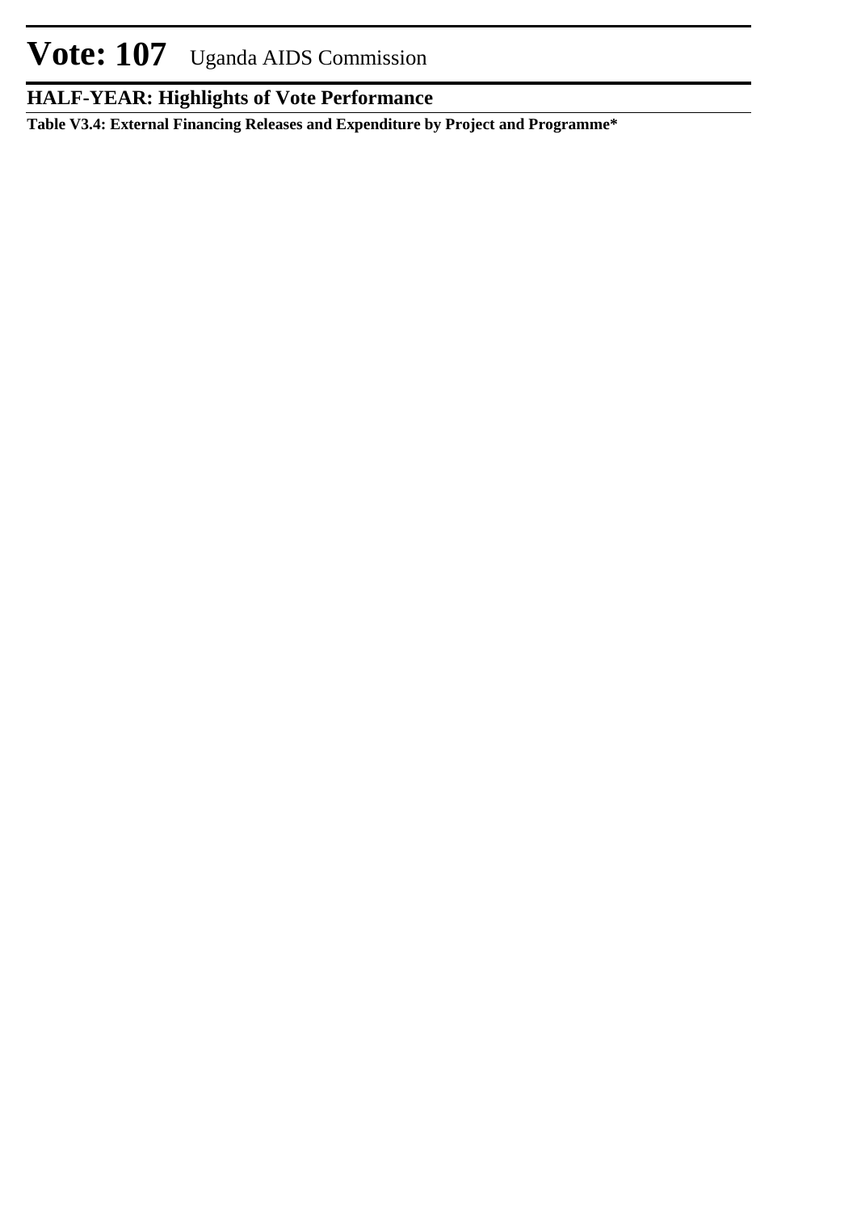# Vote: 107 Uganda AIDS Commission

## HALF-YEAR: Highlights of Vote Performance

**Table V3.4: External Financing Releases and Expenditure by Project and Programme***